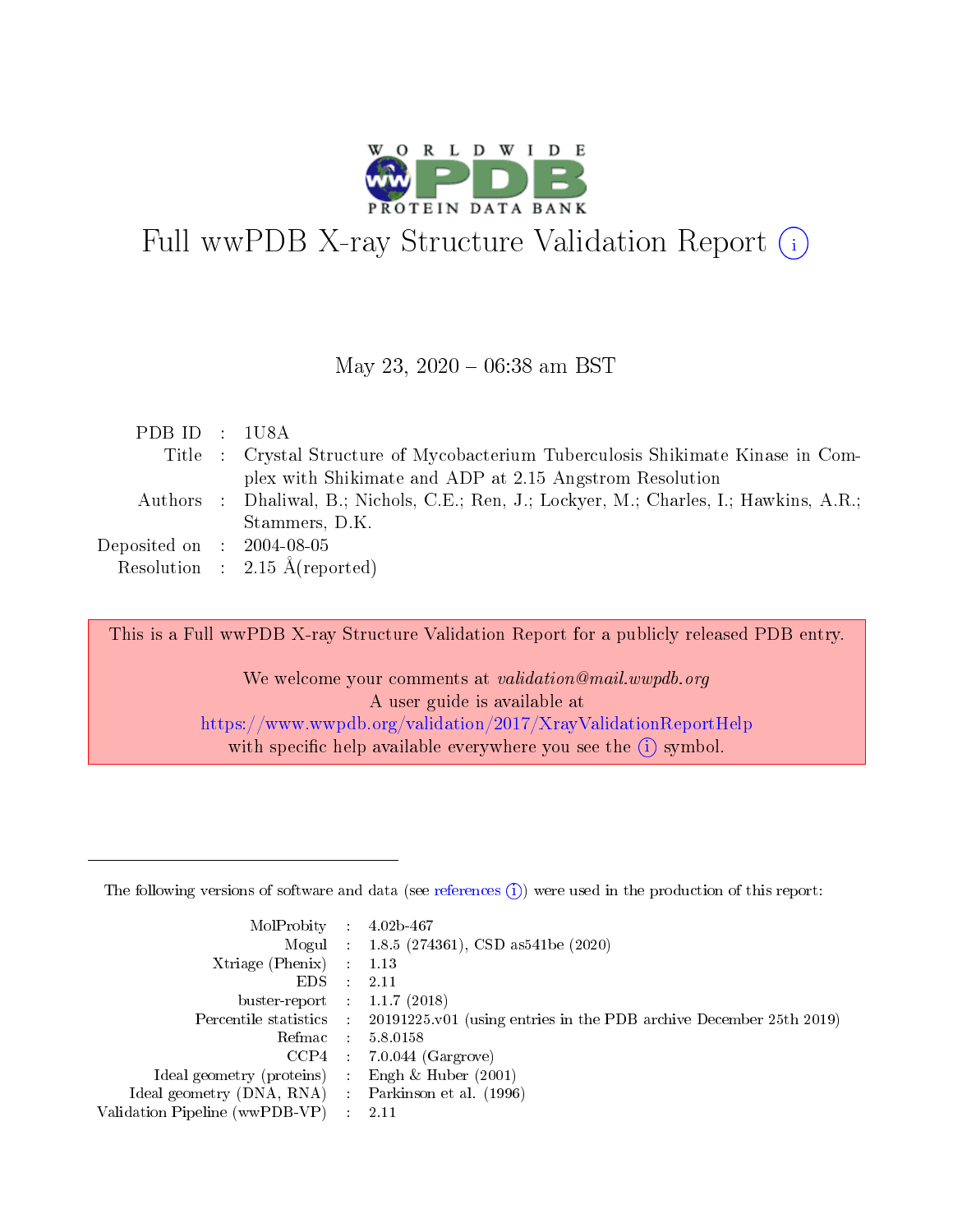# Full wwPDB X-ray Structure Validation Report (i)

May 23, 2020 – 06:38 am BST

| | | |
|---|---|---|
| PDB ID | : | 1U8A |
| Title | : | Crystal Structure of Mycobacterium Tuberculosis Shikimate Kinase in Complex with Shikimate and ADP at 2.15 Angstrom Resolution |
| Authors | : | Dhaliwal, B.; Nichols, C.E.; Ren, J.; Lockyer, M.; Charles, I.; Hawkins, A.R.; Stammers, D.K. |
| Deposited on | : | 2004-08-05 |
| Resolution | : | 2.15 Å(reported) |

This is a Full wwPDB X-ray Structure Validation Report for a publicly released PDB entry.

We welcome your comments at *validation@mail.wwpdb.org*
A user guide is available at
https://www.wwpdb.org/validation/2017/XrayValidationReportHelp
with specific help available everywhere you see the (i) symbol.

---

The following versions of software and data (see references (i)) were used in the production of this report:

| | | |
|---|---|---|
| MolProbity | : | 4.02b-467 |
| Mogul | : | 1.8.5 (274361), CSD as541be (2020) |
| Xtriage (Phenix) | : | 1.13 |
| EDS | : | 2.11 |
| buster-report | : | 1.1.7 (2018) |
| Percentile statistics | : | 20191225.v01 (using entries in the PDB archive December 25th 2019) |
| Refmac | : | 5.8.0158 |
| CCP4 | : | 7.0.044 (Gargrove) |
| Ideal geometry (proteins) | : | Engh & Huber (2001) |
| Ideal geometry (DNA, RNA) | : | Parkinson et al. (1996) |
| Validation Pipeline (wwPDB-VP) | : | 2.11 |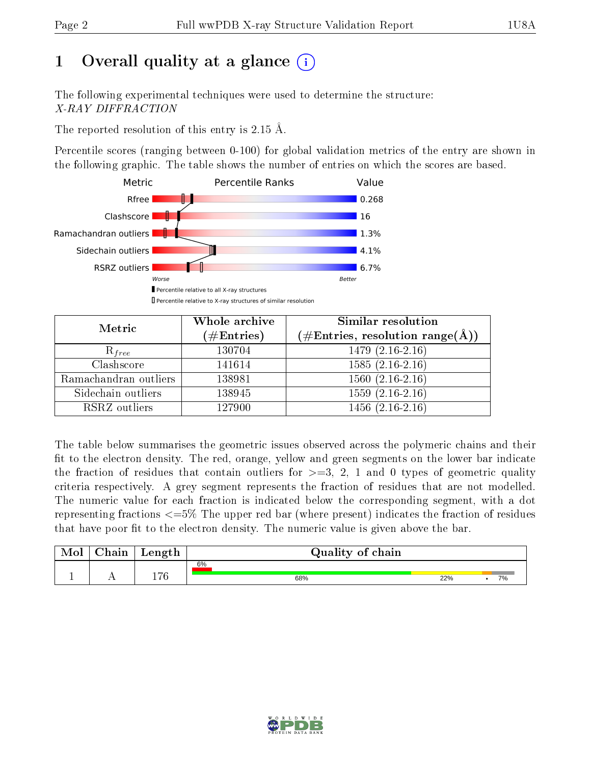# 1 Overall quality at a glance

The following experimental techniques were used to determine the structure:
*X-RAY DIFFRACTION*

The reported resolution of this entry is 2.15 Å.

Percentile scores (ranging between 0-100) for global validation metrics of the entry are shown in the following graphic. The table shows the number of entries on which the scores are based.

| Metric | Value |
|---|---|
| Rfree | 0.268 |
| Clashscore | 16 |
| Ramachandran outliers | 1.3% |
| Sidechain outliers | 4.1% |
| RSRZ outliers | 6.7% |

| Metric | Whole archive (#Entries) | Similar resolution (#Entries, resolution range(Å)) |
|---|---|---|
| $R_{free}$ | 130704 | 1479 (2.16-2.16) |
| Clashscore | 141614 | 1585 (2.16-2.16) |
| Ramachandran outliers | 138981 | 1560 (2.16-2.16) |
| Sidechain outliers | 138945 | 1559 (2.16-2.16) |
| RSRZ outliers | 127900 | 1456 (2.16-2.16) |

The table below summarises the geometric issues observed across the polymeric chains and their fit to the electron density. The red, orange, yellow and green segments on the lower bar indicate the fraction of residues that contain outliers for >=3, 2, 1 and 0 types of geometric quality criteria respectively. A grey segment represents the fraction of residues that are not modelled. The numeric value for each fraction is indicated below the corresponding segment, with a dot representing fractions <=5% The upper red bar (where present) indicates the fraction of residues that have poor fit to the electron density. The numeric value is given above the bar.

| Mol | Chain | Length | Quality of chain |
|---|---|---|---|
| 1 | A | 176 | 6% / 68% / 22% / • / 7% |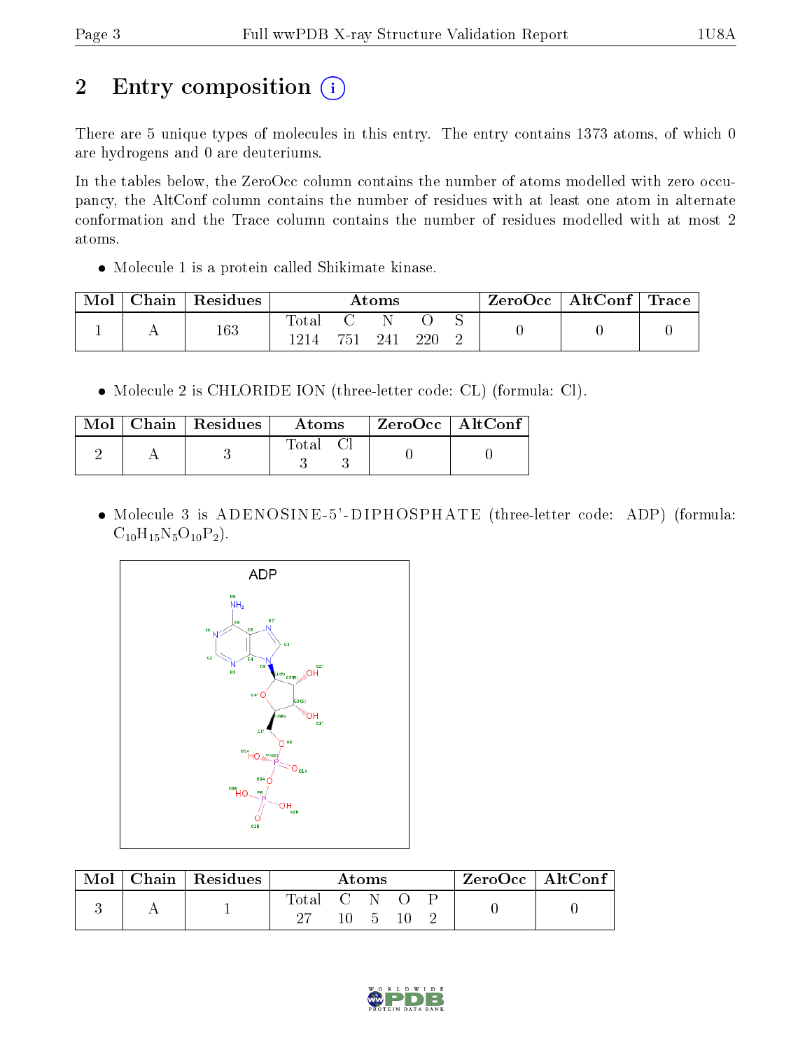## 2 Entry composition

There are 5 unique types of molecules in this entry. The entry contains 1373 atoms, of which 0 are hydrogens and 0 are deuteriums.

In the tables below, the ZeroOcc column contains the number of atoms modelled with zero occupancy, the AltConf column contains the number of residues with at least one atom in alternate conformation and the Trace column contains the number of residues modelled with at most 2 atoms.

- Molecule 1 is a protein called Shikimate kinase.

| Mol | Chain | Residues | Atoms | | | | | ZeroOcc | AltConf | Trace |
|---|---|---|---|---|---|---|---|---|---|---|
| 1 | A | 163 | Total | C | N | O | S | 0 | 0 | 0 |
| | | | 1214 | 751 | 241 | 220 | 2 | | | |

- Molecule 2 is CHLORIDE ION (three-letter code: CL) (formula: Cl).

| Mol | Chain | Residues | Atoms | | ZeroOcc | AltConf |
|---|---|---|---|---|---|---|
| 2 | A | 3 | Total | Cl | 0 | 0 |
| | | | 3 | 3 | | |

- Molecule 3 is ADENOSINE-5'-DIPHOSPHATE (three-letter code: ADP) (formula: $C_{10}H_{15}N_5O_{10}P_2$).

| Mol | Chain | Residues | Atoms | | | | | ZeroOcc | AltConf |
|---|---|---|---|---|---|---|---|---|---|
| 3 | A | 1 | Total | C | N | O | P | 0 | 0 |
| | | | 27 | 10 | 5 | 10 | 2 | | |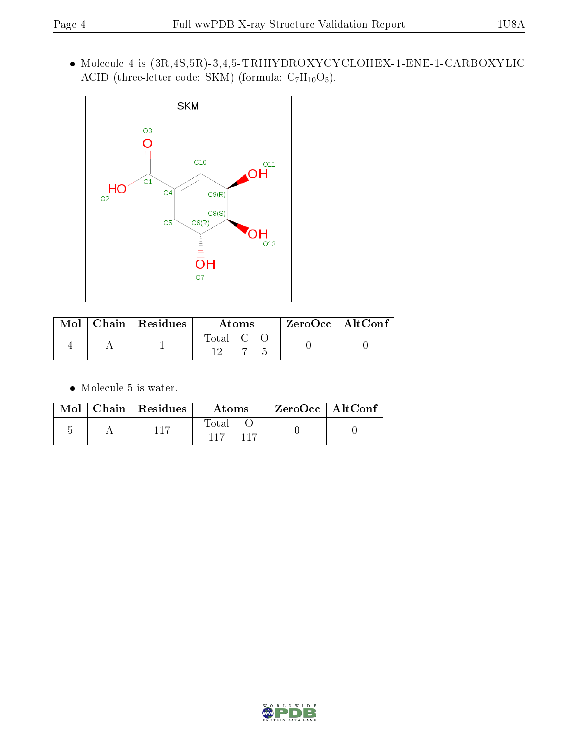- Molecule 4 is (3R,4S,5R)-3,4,5-TRIHYDROXYCYCLOHEX-1-ENE-1-CARBOXYLIC ACID (three-letter code: SKM) (formula: $C_7H_{10}O_5$).

| Mol | Chain | Residues | Atoms | | | ZeroOcc | AltConf |
|---|---|---|---|---|---|---|---|
| | | | Total | C | O | | |
| 4 | A | 1 | 12 | 7 | 5 | 0 | 0 |

- Molecule 5 is water.

| Mol | Chain | Residues | Atoms | | ZeroOcc | AltConf |
|---|---|---|---|---|---|---|
| | | | Total | O | | |
| 5 | A | 117 | 117 | 117 | 0 | 0 |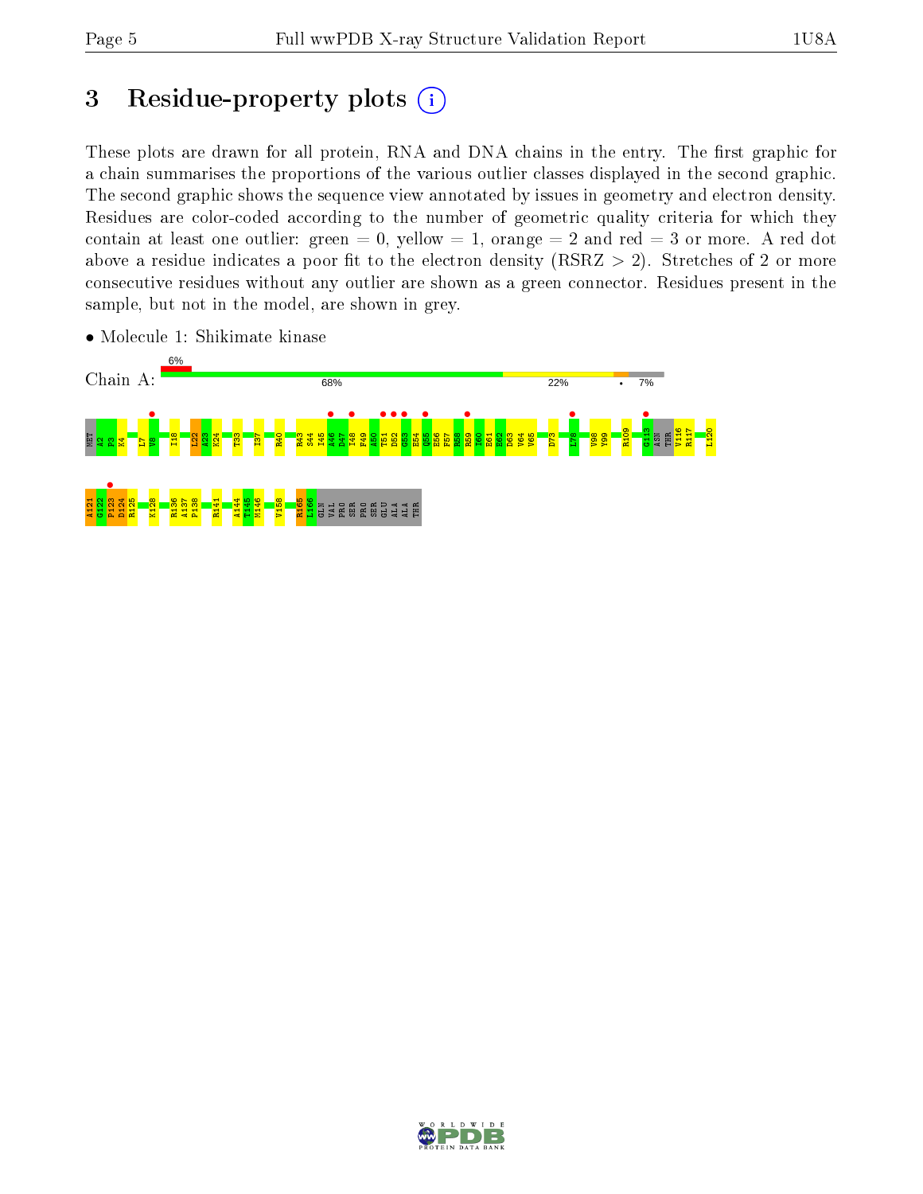# 3 Residue-property plots

These plots are drawn for all protein, RNA and DNA chains in the entry. The first graphic for a chain summarises the proportions of the various outlier classes displayed in the second graphic. The second graphic shows the sequence view annotated by issues in geometry and electron density. Residues are color-coded according to the number of geometric quality criteria for which they contain at least one outlier: green = 0, yellow = 1, orange = 2 and red = 3 or more. A red dot above a residue indicates a poor fit to the electron density (RSRZ > 2). Stretches of 2 or more consecutive residues without any outlier are shown as a green connector. Residues present in the sample, but not in the model, are shown in grey.

- Molecule 1: Shikimate kinase

Chain A: 6% | 68% | 22% | • | 7%

MET A2 P3 K4 L7 V8 I18 L22 A23 K24 T33 I37 R40 R43 S44 I45 A46 D47 I48 F49 A50 T51 D52 G53 E54 Q55 E56 F57 R58 R59 I60 E61 E62 D63 V64 V65 D73 L78 V98 Y99 R109 G113 ASN THR V116 R117 L120

A121 G122 P123 D124 R125 K128 R136 A137 P138 R141 A144 T145 M146 V158 R165 L166 GLN VAL PRO SER PRO SER GLU ALA ALA THR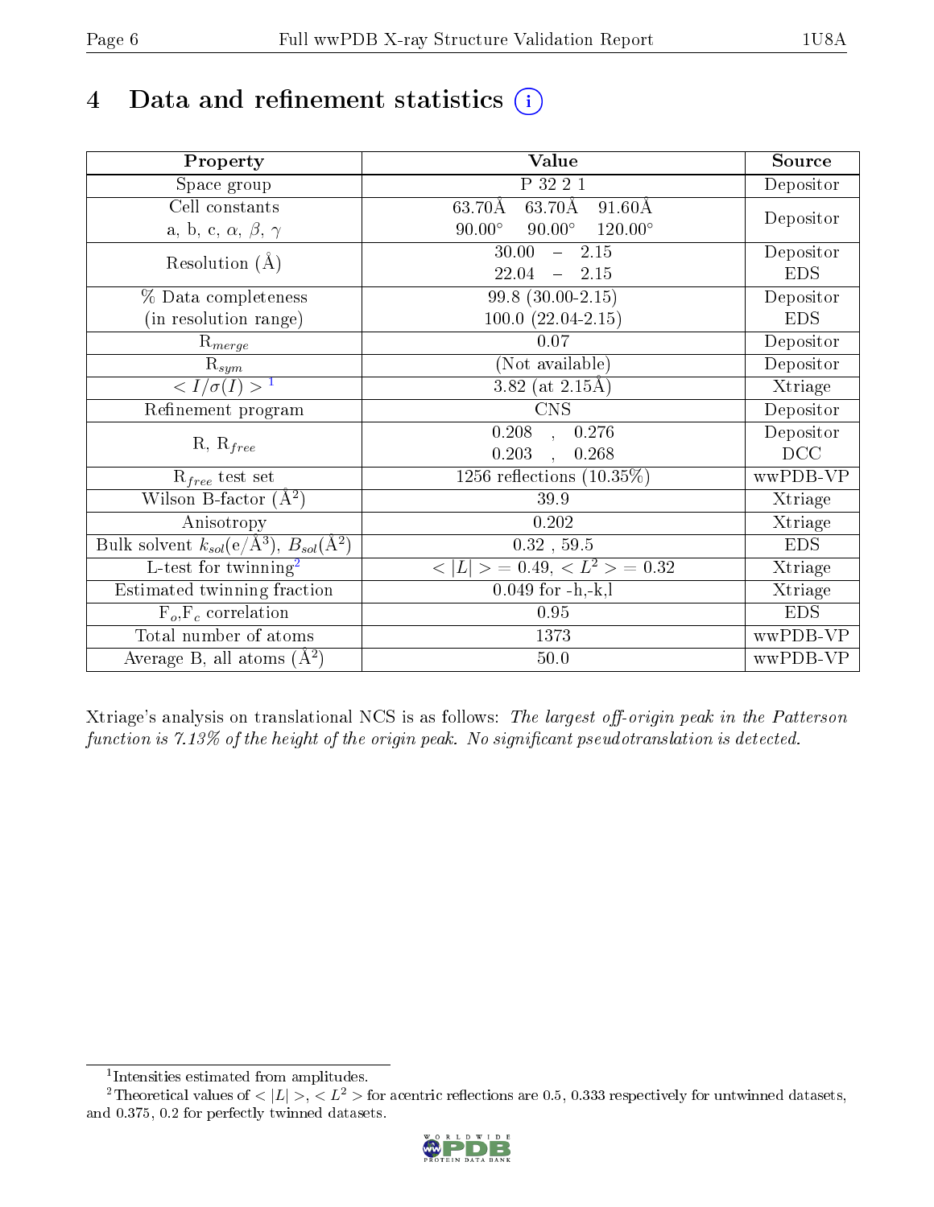# 4 Data and refinement statistics

| Property | Value | Source |
|---|---|---|
| Space group | P 32 2 1 | Depositor |
| Cell constants<br>a, b, c, $\alpha$, $\beta$, $\gamma$ | 63.70Å 63.70Å 91.60Å<br>90.00° 90.00° 120.00° | Depositor |
| Resolution (Å) | 30.00 – 2.15<br>22.04 – 2.15 | Depositor<br>EDS |
| % Data completeness<br>(in resolution range) | 99.8 (30.00-2.15)<br>100.0 (22.04-2.15) | Depositor<br>EDS |
| $R_{merge}$ | 0.07 | Depositor |
| $R_{sym}$ | (Not available) | Depositor |
| $< I/\sigma(I) >$ [1] | 3.82 (at 2.15Å) | Xtriage |
| Refinement program | CNS | Depositor |
| R, $R_{free}$ | 0.208 , 0.276<br>0.203 , 0.268 | Depositor<br>DCC |
| $R_{free}$ test set | 1256 reflections (10.35%) | wwPDB-VP |
| Wilson B-factor (Å$^2$) | 39.9 | Xtriage |
| Anisotropy | 0.202 | Xtriage |
| Bulk solvent $k_{sol}$(e/Å$^3$), $B_{sol}$(Å$^2$) | 0.32 , 59.5 | EDS |
| L-test for twinning[2] | $< \lvert L \rvert >$ = 0.49, $< L^2 >$ = 0.32 | Xtriage |
| Estimated twinning fraction | 0.049 for -h,-k,l | Xtriage |
| $F_o$,$F_c$ correlation | 0.95 | EDS |
| Total number of atoms | 1373 | wwPDB-VP |
| Average B, all atoms (Å$^2$) | 50.0 | wwPDB-VP |

Xtriage's analysis on translational NCS is as follows: *The largest off-origin peak in the Patterson function is 7.13% of the height of the origin peak. No significant pseudotranslation is detected.*

[1] Intensities estimated from amplitudes.

[2] Theoretical values of $< \lvert L \rvert >$, $< L^2 >$ for acentric reflections are 0.5, 0.333 respectively for untwinned datasets, and 0.375, 0.2 for perfectly twinned datasets.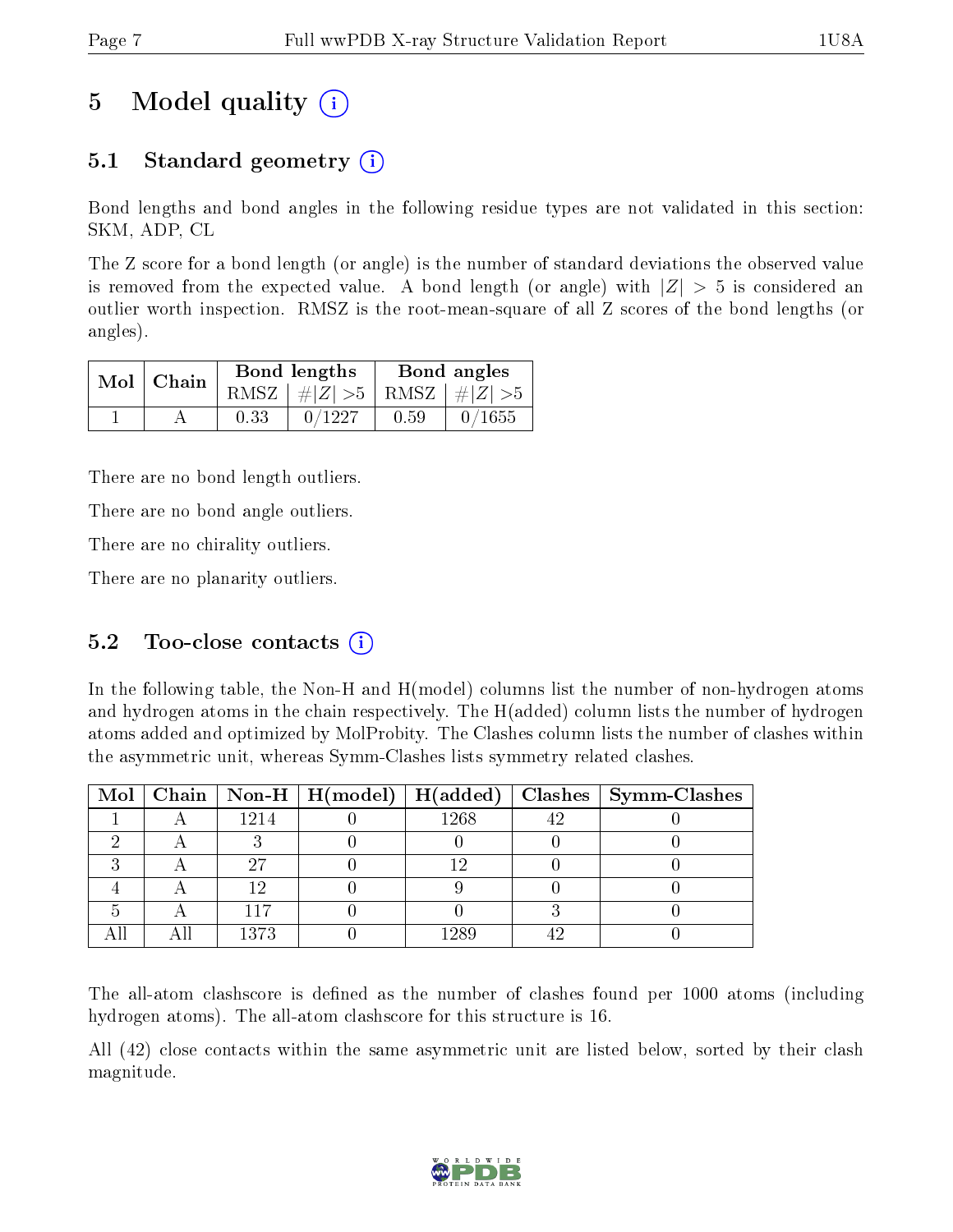# 5 Model quality (i)

## 5.1 Standard geometry (i)

Bond lengths and bond angles in the following residue types are not validated in this section: SKM, ADP, CL

The Z score for a bond length (or angle) is the number of standard deviations the observed value is removed from the expected value. A bond length (or angle) with $|Z| > 5$ is considered an outlier worth inspection. RMSZ is the root-mean-square of all Z scores of the bond lengths (or angles).

| Mol | Chain | Bond lengths | | Bond angles | |
|---|---|---|---|---|---|
| | | RMSZ | $\#|Z| > 5$ | RMSZ | $\#|Z| > 5$ |
| 1 | A | 0.33 | 0/1227 | 0.59 | 0/1655 |

There are no bond length outliers.

There are no bond angle outliers.

There are no chirality outliers.

There are no planarity outliers.

## 5.2 Too-close contacts (i)

In the following table, the Non-H and H(model) columns list the number of non-hydrogen atoms and hydrogen atoms in the chain respectively. The H(added) column lists the number of hydrogen atoms added and optimized by MolProbity. The Clashes column lists the number of clashes within the asymmetric unit, whereas Symm-Clashes lists symmetry related clashes.

| Mol | Chain | Non-H | H(model) | H(added) | Clashes | Symm-Clashes |
|---|---|---|---|---|---|---|
| 1 | A | 1214 | 0 | 1268 | 42 | 0 |
| 2 | A | 3 | 0 | 0 | 0 | 0 |
| 3 | A | 27 | 0 | 12 | 0 | 0 |
| 4 | A | 12 | 0 | 9 | 0 | 0 |
| 5 | A | 117 | 0 | 0 | 3 | 0 |
| All | All | 1373 | 0 | 1289 | 42 | 0 |

The all-atom clashscore is defined as the number of clashes found per 1000 atoms (including hydrogen atoms). The all-atom clashscore for this structure is 16.

All (42) close contacts within the same asymmetric unit are listed below, sorted by their clash magnitude.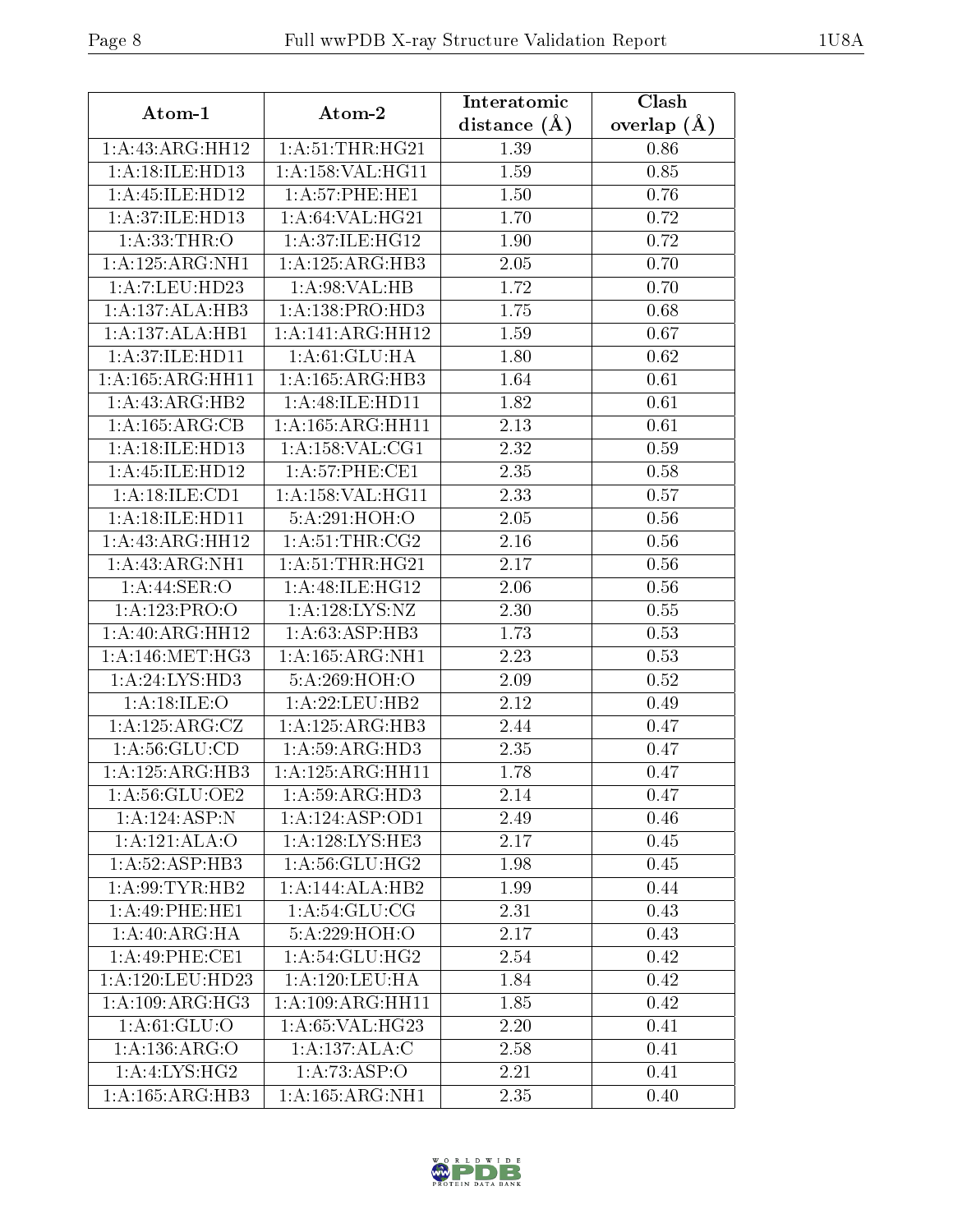| Atom-1 | Atom-2 | Interatomic distance (Å) | Clash overlap (Å) |
|---|---|---|---|
| 1:A:43:ARG:HH12 | 1:A:51:THR:HG21 | 1.39 | 0.86 |
| 1:A:18:ILE:HD13 | 1:A:158:VAL:HG11 | 1.59 | 0.85 |
| 1:A:45:ILE:HD12 | 1:A:57:PHE:HE1 | 1.50 | 0.76 |
| 1:A:37:ILE:HD13 | 1:A:64:VAL:HG21 | 1.70 | 0.72 |
| 1:A:33:THR:O | 1:A:37:ILE:HG12 | 1.90 | 0.72 |
| 1:A:125:ARG:NH1 | 1:A:125:ARG:HB3 | 2.05 | 0.70 |
| 1:A:7:LEU:HD23 | 1:A:98:VAL:HB | 1.72 | 0.70 |
| 1:A:137:ALA:HB3 | 1:A:138:PRO:HD3 | 1.75 | 0.68 |
| 1:A:137:ALA:HB1 | 1:A:141:ARG:HH12 | 1.59 | 0.67 |
| 1:A:37:ILE:HD11 | 1:A:61:GLU:HA | 1.80 | 0.62 |
| 1:A:165:ARG:HH11 | 1:A:165:ARG:HB3 | 1.64 | 0.61 |
| 1:A:43:ARG:HB2 | 1:A:48:ILE:HD11 | 1.82 | 0.61 |
| 1:A:165:ARG:CB | 1:A:165:ARG:HH11 | 2.13 | 0.61 |
| 1:A:18:ILE:HD13 | 1:A:158:VAL:CG1 | 2.32 | 0.59 |
| 1:A:45:ILE:HD12 | 1:A:57:PHE:CE1 | 2.35 | 0.58 |
| 1:A:18:ILE:CD1 | 1:A:158:VAL:HG11 | 2.33 | 0.57 |
| 1:A:18:ILE:HD11 | 5:A:291:HOH:O | 2.05 | 0.56 |
| 1:A:43:ARG:HH12 | 1:A:51:THR:CG2 | 2.16 | 0.56 |
| 1:A:43:ARG:NH1 | 1:A:51:THR:HG21 | 2.17 | 0.56 |
| 1:A:44:SER:O | 1:A:48:ILE:HG12 | 2.06 | 0.56 |
| 1:A:123:PRO:O | 1:A:128:LYS:NZ | 2.30 | 0.55 |
| 1:A:40:ARG:HH12 | 1:A:63:ASP:HB3 | 1.73 | 0.53 |
| 1:A:146:MET:HG3 | 1:A:165:ARG:NH1 | 2.23 | 0.53 |
| 1:A:24:LYS:HD3 | 5:A:269:HOH:O | 2.09 | 0.52 |
| 1:A:18:ILE:O | 1:A:22:LEU:HB2 | 2.12 | 0.49 |
| 1:A:125:ARG:CZ | 1:A:125:ARG:HB3 | 2.44 | 0.47 |
| 1:A:56:GLU:CD | 1:A:59:ARG:HD3 | 2.35 | 0.47 |
| 1:A:125:ARG:HB3 | 1:A:125:ARG:HH11 | 1.78 | 0.47 |
| 1:A:56:GLU:OE2 | 1:A:59:ARG:HD3 | 2.14 | 0.47 |
| 1:A:124:ASP:N | 1:A:124:ASP:OD1 | 2.49 | 0.46 |
| 1:A:121:ALA:O | 1:A:128:LYS:HE3 | 2.17 | 0.45 |
| 1:A:52:ASP:HB3 | 1:A:56:GLU:HG2 | 1.98 | 0.45 |
| 1:A:99:TYR:HB2 | 1:A:144:ALA:HB2 | 1.99 | 0.44 |
| 1:A:49:PHE:HE1 | 1:A:54:GLU:CG | 2.31 | 0.43 |
| 1:A:40:ARG:HA | 5:A:229:HOH:O | 2.17 | 0.43 |
| 1:A:49:PHE:CE1 | 1:A:54:GLU:HG2 | 2.54 | 0.42 |
| 1:A:120:LEU:HD23 | 1:A:120:LEU:HA | 1.84 | 0.42 |
| 1:A:109:ARG:HG3 | 1:A:109:ARG:HH11 | 1.85 | 0.42 |
| 1:A:61:GLU:O | 1:A:65:VAL:HG23 | 2.20 | 0.41 |
| 1:A:136:ARG:O | 1:A:137:ALA:C | 2.58 | 0.41 |
| 1:A:4:LYS:HG2 | 1:A:73:ASP:O | 2.21 | 0.41 |
| 1:A:165:ARG:HB3 | 1:A:165:ARG:NH1 | 2.35 | 0.40 |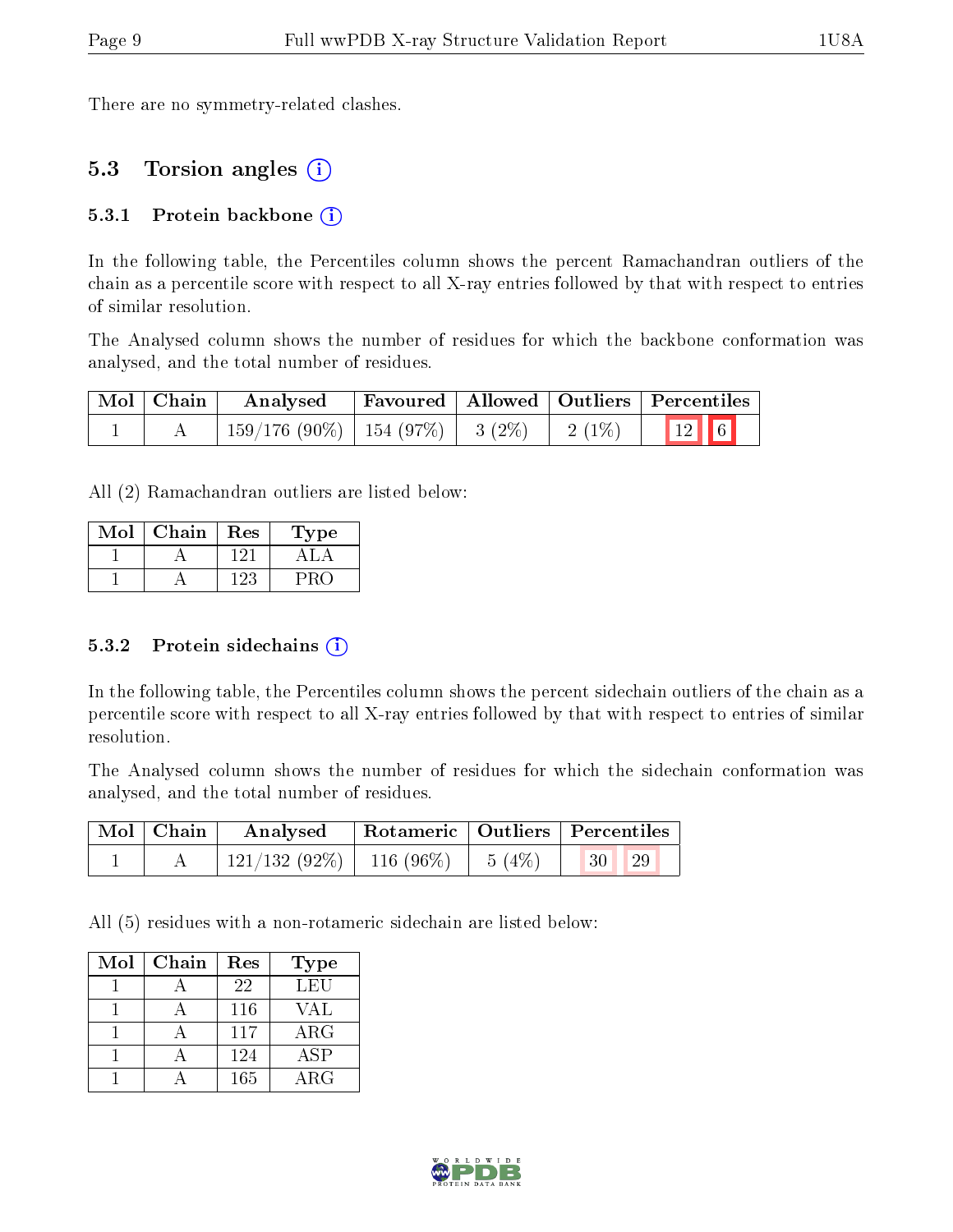There are no symmetry-related clashes.

## 5.3 Torsion angles (i)

### 5.3.1 Protein backbone (i)

In the following table, the Percentiles column shows the percent Ramachandran outliers of the chain as a percentile score with respect to all X-ray entries followed by that with respect to entries of similar resolution.

The Analysed column shows the number of residues for which the backbone conformation was analysed, and the total number of residues.

| Mol | Chain | Analysed | Favoured | Allowed | Outliers | Percentiles | |
|---|---|---|---|---|---|---|---|
| 1 | A | 159/176 (90%) | 154 (97%) | 3 (2%) | 2 (1%) | 12 | 6 |

All (2) Ramachandran outliers are listed below:

| Mol | Chain | Res | Type |
|---|---|---|---|
| 1 | A | 121 | ALA |
| 1 | A | 123 | PRO |

### 5.3.2 Protein sidechains (i)

In the following table, the Percentiles column shows the percent sidechain outliers of the chain as a percentile score with respect to all X-ray entries followed by that with respect to entries of similar resolution.

The Analysed column shows the number of residues for which the sidechain conformation was analysed, and the total number of residues.

| Mol | Chain | Analysed | Rotameric | Outliers | Percentiles | |
|---|---|---|---|---|---|---|
| 1 | A | 121/132 (92%) | 116 (96%) | 5 (4%) | 30 | 29 |

All (5) residues with a non-rotameric sidechain are listed below:

| Mol | Chain | Res | Type |
|---|---|---|---|
| 1 | A | 22 | LEU |
| 1 | A | 116 | VAL |
| 1 | A | 117 | ARG |
| 1 | A | 124 | ASP |
| 1 | A | 165 | ARG |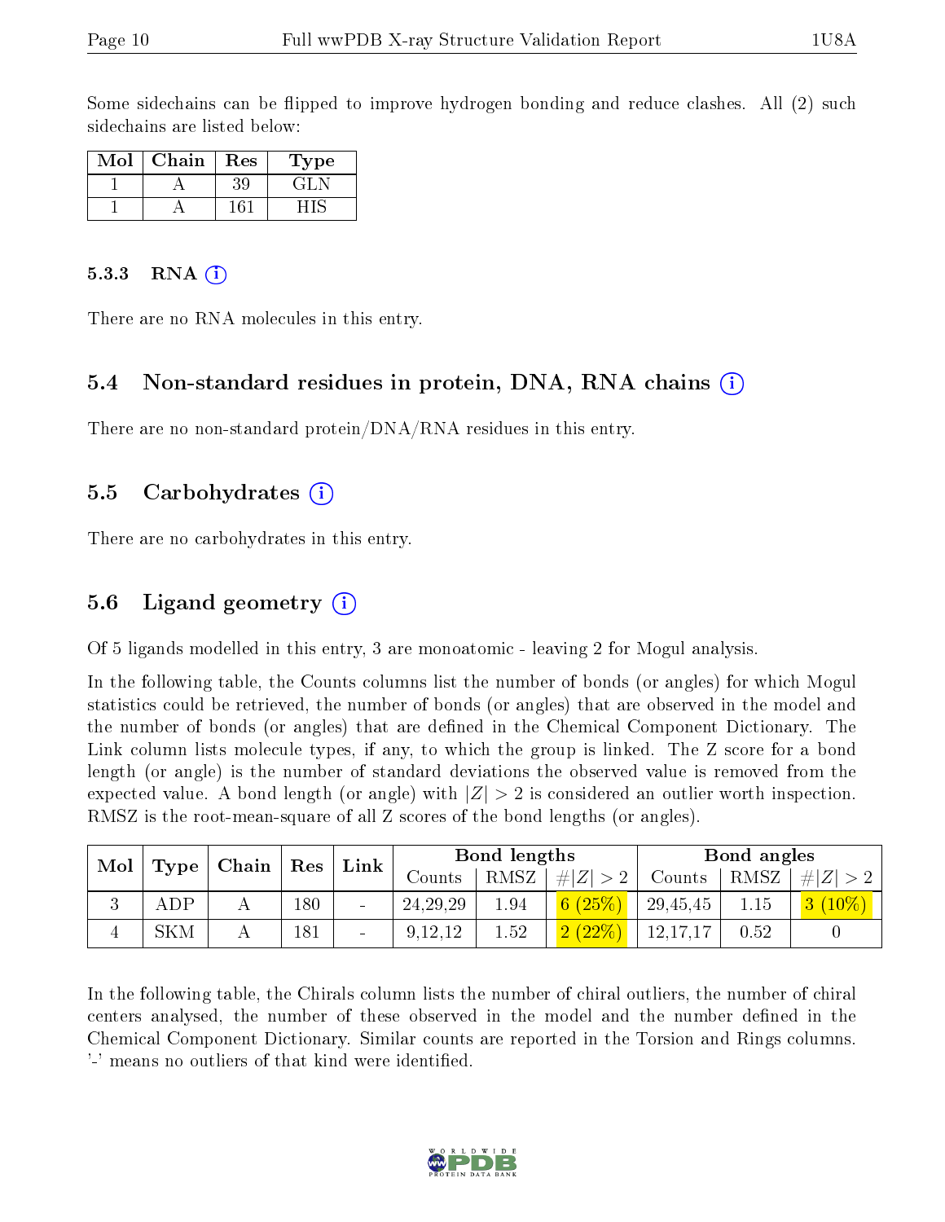Some sidechains can be flipped to improve hydrogen bonding and reduce clashes. All (2) such sidechains are listed below:

| Mol | Chain | Res | Type |
|---|---|---|---|
| 1 | A | 39 | GLN |
| 1 | A | 161 | HIS |

### 5.3.3 RNA (i)

There are no RNA molecules in this entry.

## 5.4 Non-standard residues in protein, DNA, RNA chains (i)

There are no non-standard protein/DNA/RNA residues in this entry.

## 5.5 Carbohydrates (i)

There are no carbohydrates in this entry.

## 5.6 Ligand geometry (i)

Of 5 ligands modelled in this entry, 3 are monoatomic - leaving 2 for Mogul analysis.

In the following table, the Counts columns list the number of bonds (or angles) for which Mogul statistics could be retrieved, the number of bonds (or angles) that are observed in the model and the number of bonds (or angles) that are defined in the Chemical Component Dictionary. The Link column lists molecule types, if any, to which the group is linked. The Z score for a bond length (or angle) is the number of standard deviations the observed value is removed from the expected value. A bond length (or angle) with $|Z| > 2$ is considered an outlier worth inspection. RMSZ is the root-mean-square of all Z scores of the bond lengths (or angles).

| Mol | Type | Chain | Res | Link | Bond lengths | | | Bond angles | | |
|---|---|---|---|---|---|---|---|---|---|---|
| | | | | | Counts | RMSZ | $\#\|Z\| > 2$ | Counts | RMSZ | $\#\|Z\| > 2$ |
| 3 | ADP | A | 180 | - | 24,29,29 | 1.94 | 6 (25%) | 29,45,45 | 1.15 | 3 (10%) |
| 4 | SKM | A | 181 | - | 9,12,12 | 1.52 | 2 (22%) | 12,17,17 | 0.52 | 0 |

In the following table, the Chirals column lists the number of chiral outliers, the number of chiral centers analysed, the number of these observed in the model and the number defined in the Chemical Component Dictionary. Similar counts are reported in the Torsion and Rings columns. '-' means no outliers of that kind were identified.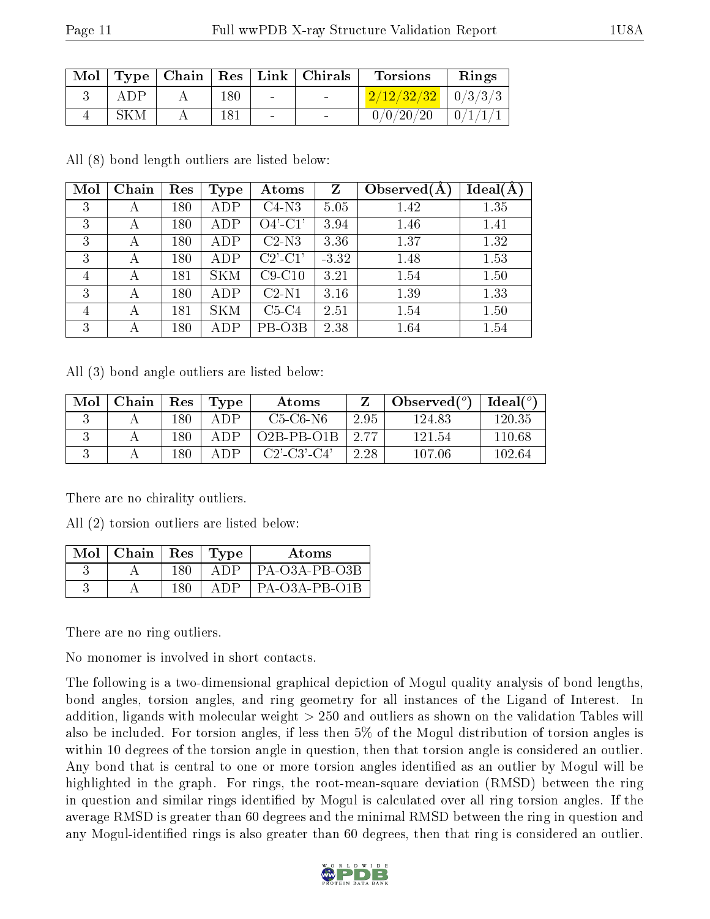| Mol | Type | Chain | Res | Link | Chirals | Torsions | Rings |
|---|---|---|---|---|---|---|---|
| 3 | ADP | A | 180 | - | - | 2/12/32/32 | 0/3/3/3 |
| 4 | SKM | A | 181 | - | - | 0/0/20/20 | 0/1/1/1 |

All (8) bond length outliers are listed below:

| Mol | Chain | Res | Type | Atoms | Z | Observed(Å) | Ideal(Å) |
|---|---|---|---|---|---|---|---|
| 3 | A | 180 | ADP | C4-N3 | 5.05 | 1.42 | 1.35 |
| 3 | A | 180 | ADP | O4'-C1' | 3.94 | 1.46 | 1.41 |
| 3 | A | 180 | ADP | C2-N3 | 3.36 | 1.37 | 1.32 |
| 3 | A | 180 | ADP | C2'-C1' | -3.32 | 1.48 | 1.53 |
| 4 | A | 181 | SKM | C9-C10 | 3.21 | 1.54 | 1.50 |
| 3 | A | 180 | ADP | C2-N1 | 3.16 | 1.39 | 1.33 |
| 4 | A | 181 | SKM | C5-C4 | 2.51 | 1.54 | 1.50 |
| 3 | A | 180 | ADP | PB-O3B | 2.38 | 1.64 | 1.54 |

All (3) bond angle outliers are listed below:

| Mol | Chain | Res | Type | Atoms | Z | Observed(°) | Ideal(°) |
|---|---|---|---|---|---|---|---|
| 3 | A | 180 | ADP | C5-C6-N6 | 2.95 | 124.83 | 120.35 |
| 3 | A | 180 | ADP | O2B-PB-O1B | 2.77 | 121.54 | 110.68 |
| 3 | A | 180 | ADP | C2'-C3'-C4' | 2.28 | 107.06 | 102.64 |

There are no chirality outliers.

All (2) torsion outliers are listed below:

| Mol | Chain | Res | Type | Atoms |
|---|---|---|---|---|
| 3 | A | 180 | ADP | PA-O3A-PB-O3B |
| 3 | A | 180 | ADP | PA-O3A-PB-O1B |

There are no ring outliers.

No monomer is involved in short contacts.

The following is a two-dimensional graphical depiction of Mogul quality analysis of bond lengths, bond angles, torsion angles, and ring geometry for all instances of the Ligand of Interest. In addition, ligands with molecular weight > 250 and outliers as shown on the validation Tables will also be included. For torsion angles, if less then 5% of the Mogul distribution of torsion angles is within 10 degrees of the torsion angle in question, then that torsion angle is considered an outlier. Any bond that is central to one or more torsion angles identified as an outlier by Mogul will be highlighted in the graph. For rings, the root-mean-square deviation (RMSD) between the ring in question and similar rings identified by Mogul is calculated over all ring torsion angles. If the average RMSD is greater than 60 degrees and the minimal RMSD between the ring in question and any Mogul-identified rings is also greater than 60 degrees, then that ring is considered an outlier.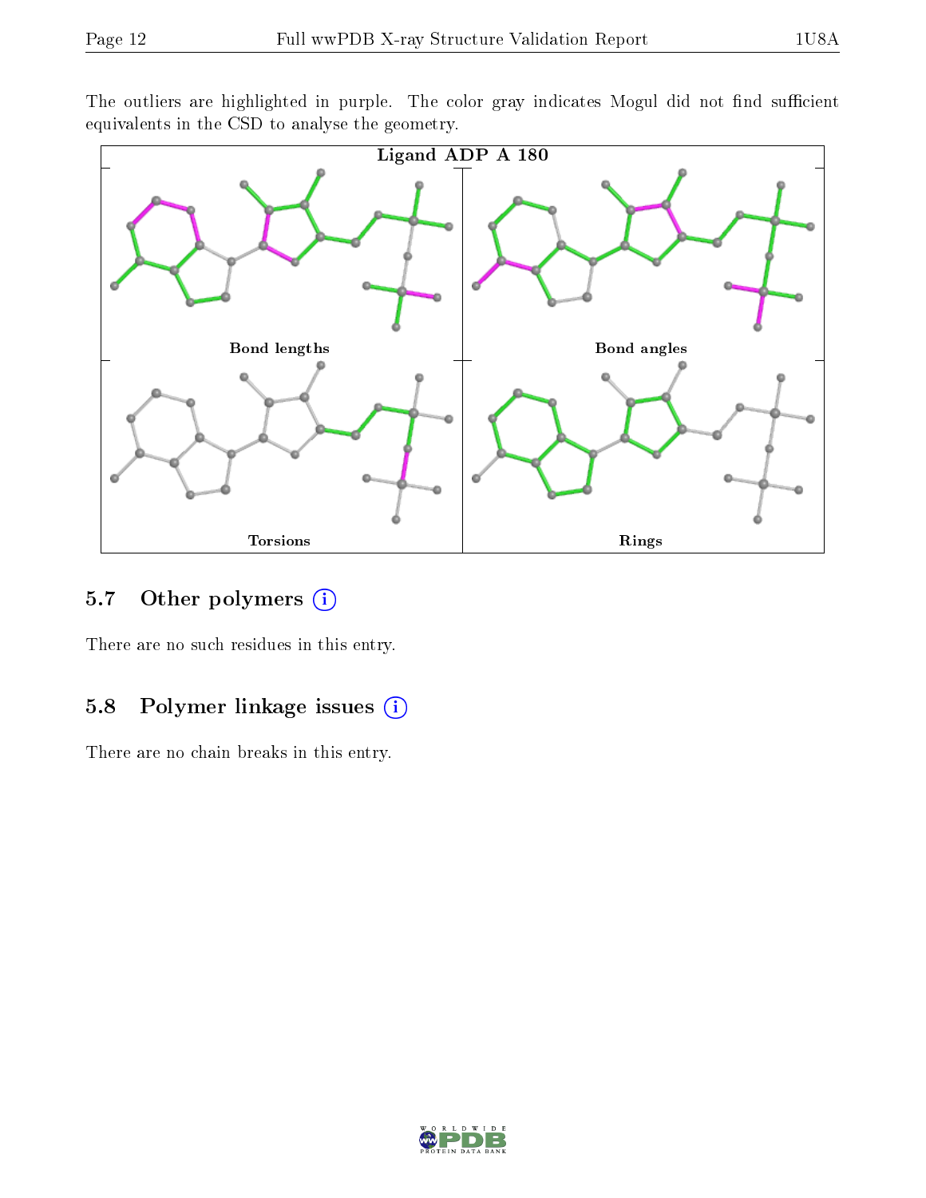The outliers are highlighted in purple. The color gray indicates Mogul did not find sufficient equivalents in the CSD to analyse the geometry.

Ligand ADP A 180

Bond lengths

Bond angles

Torsions

Rings

### 5.7 Other polymers

There are no such residues in this entry.

### 5.8 Polymer linkage issues

There are no chain breaks in this entry.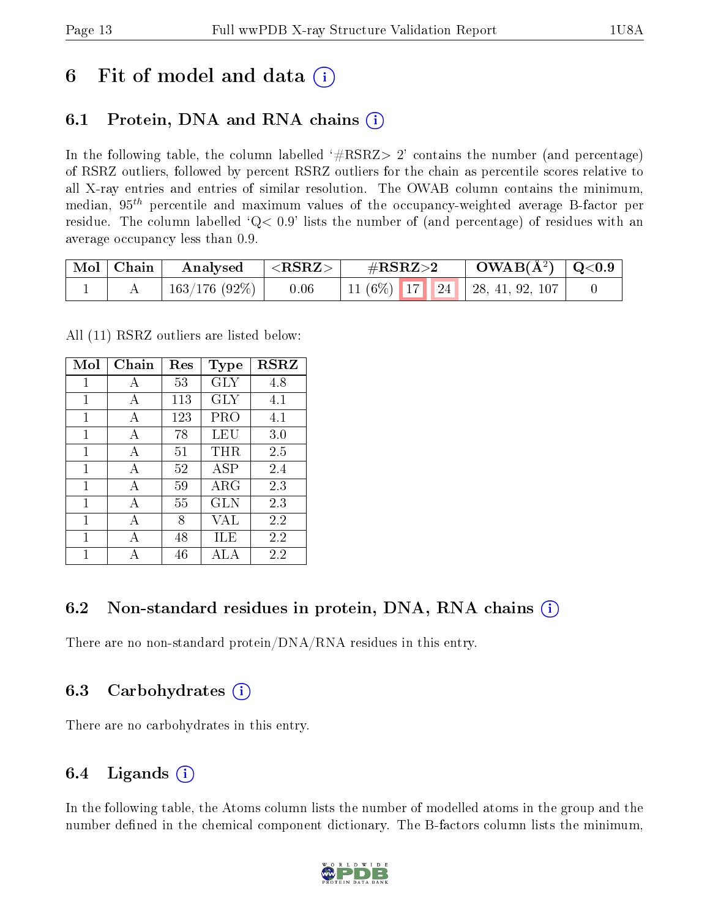# 6 Fit of model and data

## 6.1 Protein, DNA and RNA chains

In the following table, the column labelled '#RSRZ> 2' contains the number (and percentage) of RSRZ outliers, followed by percent RSRZ outliers for the chain as percentile scores relative to all X-ray entries and entries of similar resolution. The OWAB column contains the minimum, median, $95^{th}$ percentile and maximum values of the occupancy-weighted average B-factor per residue. The column labelled 'Q< 0.9' lists the number of (and percentage) of residues with an average occupancy less than 0.9.

| Mol | Chain | Analysed | <RSRZ> | #RSRZ>2 | | | OWAB(Å$^2$) | Q<0.9 |
|---|---|---|---|---|---|---|---|---|
| 1 | A | 163/176 (92%) | 0.06 | 11 (6%) | 17 | 24 | 28, 41, 92, 107 | 0 |

All (11) RSRZ outliers are listed below:

| Mol | Chain | Res | Type | RSRZ |
|---|---|---|---|---|
| 1 | A | 53 | GLY | 4.8 |
| 1 | A | 113 | GLY | 4.1 |
| 1 | A | 123 | PRO | 4.1 |
| 1 | A | 78 | LEU | 3.0 |
| 1 | A | 51 | THR | 2.5 |
| 1 | A | 52 | ASP | 2.4 |
| 1 | A | 59 | ARG | 2.3 |
| 1 | A | 55 | GLN | 2.3 |
| 1 | A | 8 | VAL | 2.2 |
| 1 | A | 48 | ILE | 2.2 |
| 1 | A | 46 | ALA | 2.2 |

## 6.2 Non-standard residues in protein, DNA, RNA chains

There are no non-standard protein/DNA/RNA residues in this entry.

## 6.3 Carbohydrates

There are no carbohydrates in this entry.

## 6.4 Ligands

In the following table, the Atoms column lists the number of modelled atoms in the group and the number defined in the chemical component dictionary. The B-factors column lists the minimum,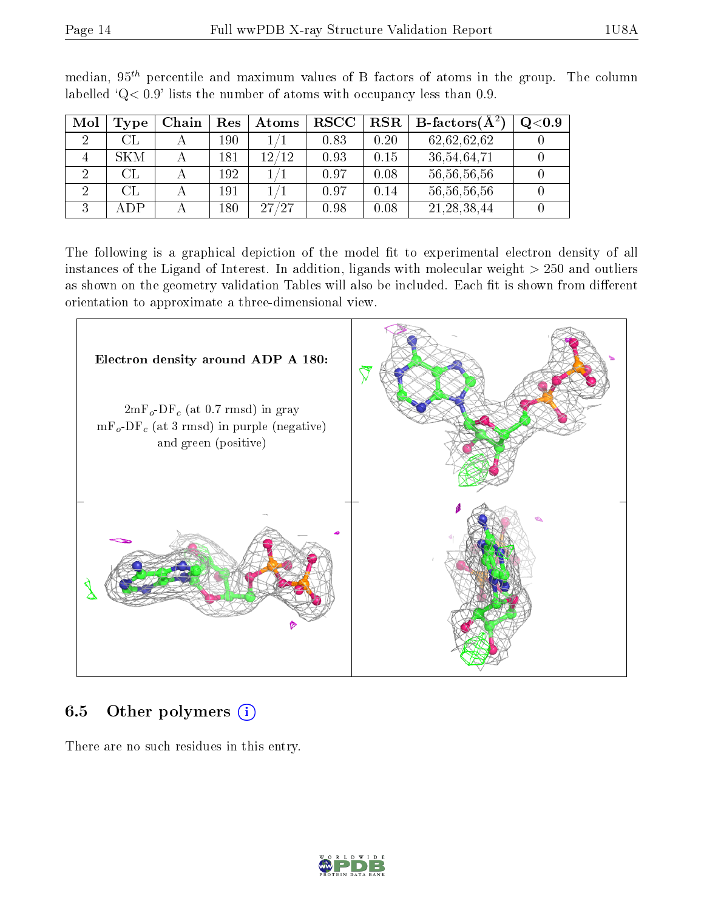median, $95^{th}$ percentile and maximum values of B factors of atoms in the group. The column labelled 'Q< 0.9' lists the number of atoms with occupancy less than 0.9.

| Mol | Type | Chain | Res | Atoms | RSCC | RSR | B-factors($Å^2$) | Q<0.9 |
|---|---|---|---|---|---|---|---|---|
| 2 | CL | A | 190 | 1/1 | 0.83 | 0.20 | 62,62,62,62 | 0 |
| 4 | SKM | A | 181 | 12/12 | 0.93 | 0.15 | 36,54,64,71 | 0 |
| 2 | CL | A | 192 | 1/1 | 0.97 | 0.08 | 56,56,56,56 | 0 |
| 2 | CL | A | 191 | 1/1 | 0.97 | 0.14 | 56,56,56,56 | 0 |
| 3 | ADP | A | 180 | 27/27 | 0.98 | 0.08 | 21,28,38,44 | 0 |

The following is a graphical depiction of the model fit to experimental electron density of all instances of the Ligand of Interest. In addition, ligands with molecular weight > 250 and outliers as shown on the geometry validation Tables will also be included. Each fit is shown from different orientation to approximate a three-dimensional view.

**Electron density around ADP A 180:**

$2mF_o$-$DF_c$ (at 0.7 rmsd) in gray
$mF_o$-$DF_c$ (at 3 rmsd) in purple (negative) and green (positive)

## 6.5 Other polymers

There are no such residues in this entry.